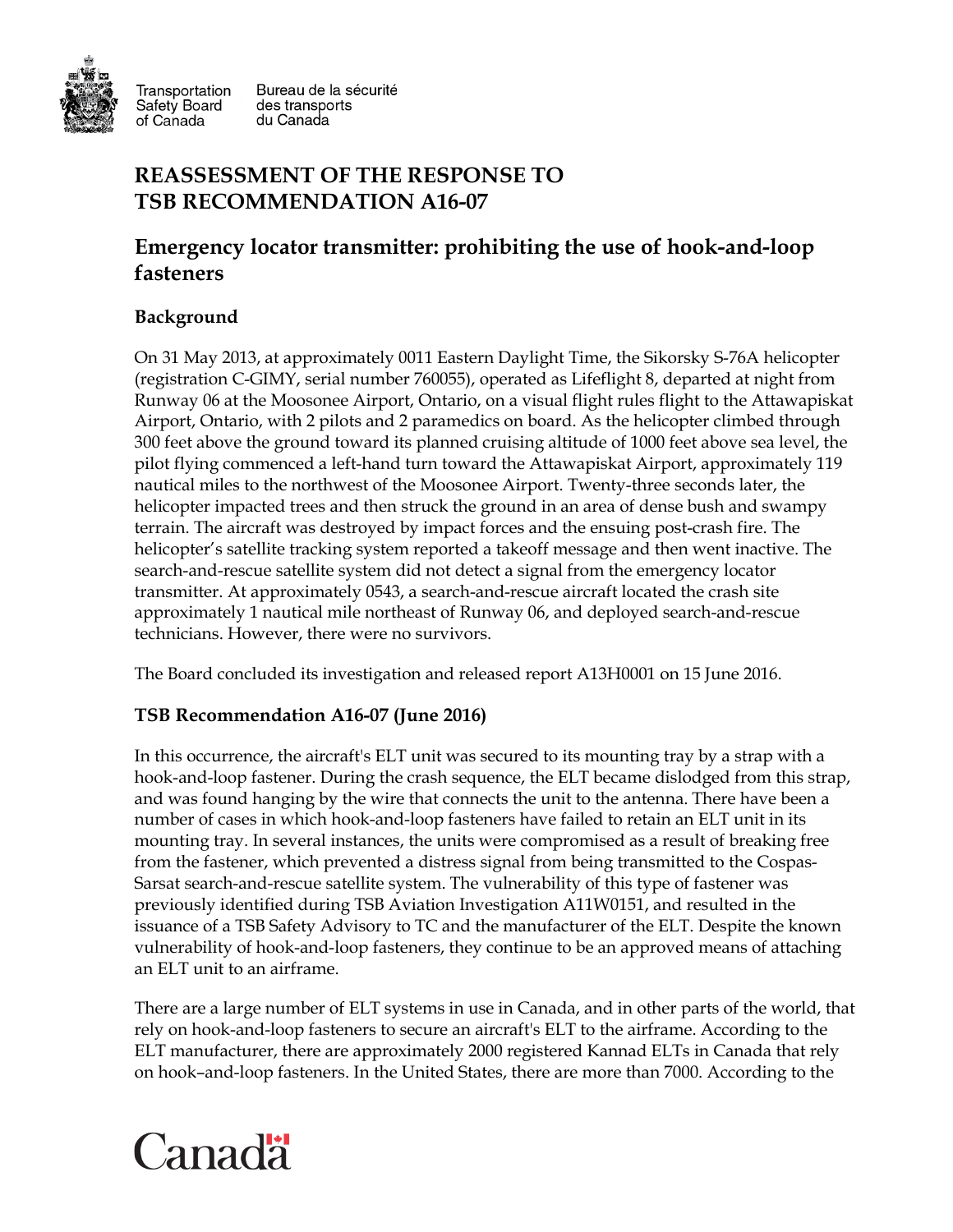Transportation Safety Board of Canada | Bureau de la sécurité des transports du Canada

# REASSESSMENT OF THE RESPONSE TO TSB RECOMMENDATION A16-07

## Emergency locator transmitter: prohibiting the use of hook-and-loop fasteners

### Background

On 31 May 2013, at approximately 0011 Eastern Daylight Time, the Sikorsky S-76A helicopter (registration C-GIMY, serial number 760055), operated as Lifeflight 8, departed at night from Runway 06 at the Moosonee Airport, Ontario, on a visual flight rules flight to the Attawapiskat Airport, Ontario, with 2 pilots and 2 paramedics on board. As the helicopter climbed through 300 feet above the ground toward its planned cruising altitude of 1000 feet above sea level, the pilot flying commenced a left-hand turn toward the Attawapiskat Airport, approximately 119 nautical miles to the northwest of the Moosonee Airport. Twenty-three seconds later, the helicopter impacted trees and then struck the ground in an area of dense bush and swampy terrain. The aircraft was destroyed by impact forces and the ensuing post-crash fire. The helicopter's satellite tracking system reported a takeoff message and then went inactive. The search-and-rescue satellite system did not detect a signal from the emergency locator transmitter. At approximately 0543, a search-and-rescue aircraft located the crash site approximately 1 nautical mile northeast of Runway 06, and deployed search-and-rescue technicians. However, there were no survivors.

The Board concluded its investigation and released report A13H0001 on 15 June 2016.

### TSB Recommendation A16-07 (June 2016)

In this occurrence, the aircraft's ELT unit was secured to its mounting tray by a strap with a hook-and-loop fastener. During the crash sequence, the ELT became dislodged from this strap, and was found hanging by the wire that connects the unit to the antenna. There have been a number of cases in which hook-and-loop fasteners have failed to retain an ELT unit in its mounting tray. In several instances, the units were compromised as a result of breaking free from the fastener, which prevented a distress signal from being transmitted to the Cospas-Sarsat search-and-rescue satellite system. The vulnerability of this type of fastener was previously identified during TSB Aviation Investigation A11W0151, and resulted in the issuance of a TSB Safety Advisory to TC and the manufacturer of the ELT. Despite the known vulnerability of hook-and-loop fasteners, they continue to be an approved means of attaching an ELT unit to an airframe.

There are a large number of ELT systems in use in Canada, and in other parts of the world, that rely on hook-and-loop fasteners to secure an aircraft's ELT to the airframe. According to the ELT manufacturer, there are approximately 2000 registered Kannad ELTs in Canada that rely on hook–and-loop fasteners. In the United States, there are more than 7000. According to the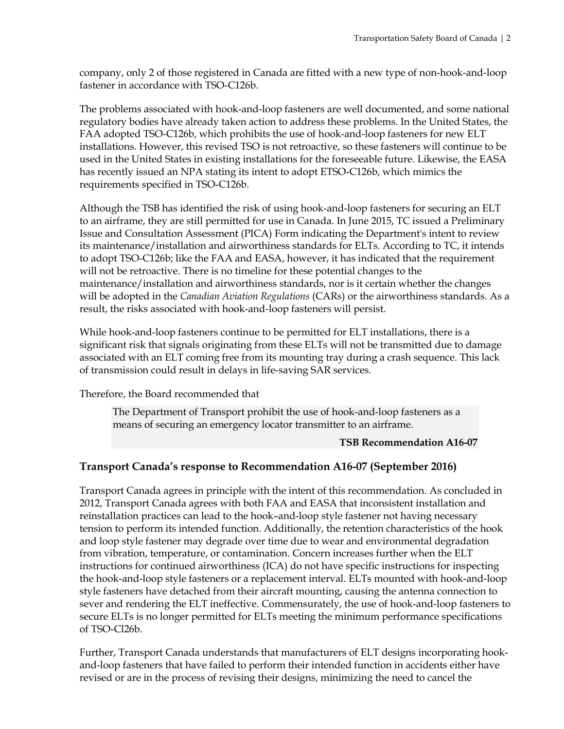company, only 2 of those registered in Canada are fitted with a new type of non-hook-and-loop fastener in accordance with TSO-C126b.

The problems associated with hook-and-loop fasteners are well documented, and some national regulatory bodies have already taken action to address these problems. In the United States, the FAA adopted TSO-C126b, which prohibits the use of hook-and-loop fasteners for new ELT installations. However, this revised TSO is not retroactive, so these fasteners will continue to be used in the United States in existing installations for the foreseeable future. Likewise, the EASA has recently issued an NPA stating its intent to adopt ETSO-C126b, which mimics the requirements specified in TSO-C126b.

Although the TSB has identified the risk of using hook-and-loop fasteners for securing an ELT to an airframe, they are still permitted for use in Canada. In June 2015, TC issued a Preliminary Issue and Consultation Assessment (PICA) Form indicating the Department's intent to review its maintenance/installation and airworthiness standards for ELTs. According to TC, it intends to adopt TSO-C126b; like the FAA and EASA, however, it has indicated that the requirement will not be retroactive. There is no timeline for these potential changes to the maintenance/installation and airworthiness standards, nor is it certain whether the changes will be adopted in the *Canadian Aviation Regulations* (CARs) or the airworthiness standards. As a result, the risks associated with hook-and-loop fasteners will persist.

While hook-and-loop fasteners continue to be permitted for ELT installations, there is a significant risk that signals originating from these ELTs will not be transmitted due to damage associated with an ELT coming free from its mounting tray during a crash sequence. This lack of transmission could result in delays in life-saving SAR services.

Therefore, the Board recommended that

> The Department of Transport prohibit the use of hook-and-loop fasteners as a means of securing an emergency locator transmitter to an airframe.
>
> **TSB Recommendation A16-07**

### Transport Canada's response to Recommendation A16-07 (September 2016)

Transport Canada agrees in principle with the intent of this recommendation. As concluded in 2012, Transport Canada agrees with both FAA and EASA that inconsistent installation and reinstallation practices can lead to the hook–and-loop style fastener not having necessary tension to perform its intended function. Additionally, the retention characteristics of the hook and loop style fastener may degrade over time due to wear and environmental degradation from vibration, temperature, or contamination. Concern increases further when the ELT instructions for continued airworthiness (ICA) do not have specific instructions for inspecting the hook-and-loop style fasteners or a replacement interval. ELTs mounted with hook-and-loop style fasteners have detached from their aircraft mounting, causing the antenna connection to sever and rendering the ELT ineffective. Commensurately, the use of hook-and-loop fasteners to secure ELTs is no longer permitted for ELTs meeting the minimum performance specifications of TSO-Cl26b.

Further, Transport Canada understands that manufacturers of ELT designs incorporating hook-and-loop fasteners that have failed to perform their intended function in accidents either have revised or are in the process of revising their designs, minimizing the need to cancel the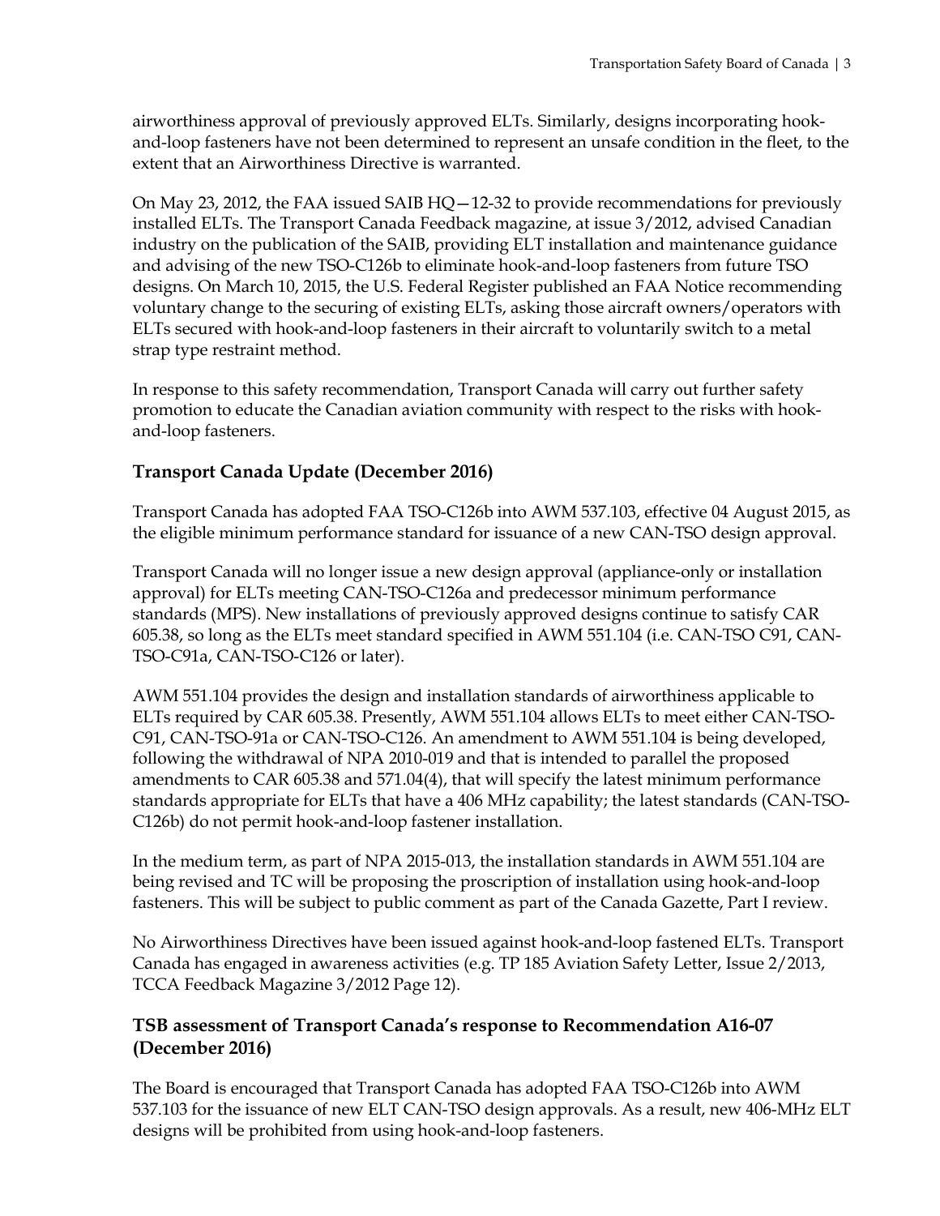airworthiness approval of previously approved ELTs. Similarly, designs incorporating hook-and-loop fasteners have not been determined to represent an unsafe condition in the fleet, to the extent that an Airworthiness Directive is warranted.

On May 23, 2012, the FAA issued SAIB HQ—12-32 to provide recommendations for previously installed ELTs. The Transport Canada Feedback magazine, at issue 3/2012, advised Canadian industry on the publication of the SAIB, providing ELT installation and maintenance guidance and advising of the new TSO-C126b to eliminate hook-and-loop fasteners from future TSO designs. On March 10, 2015, the U.S. Federal Register published an FAA Notice recommending voluntary change to the securing of existing ELTs, asking those aircraft owners/operators with ELTs secured with hook-and-loop fasteners in their aircraft to voluntarily switch to a metal strap type restraint method.

In response to this safety recommendation, Transport Canada will carry out further safety promotion to educate the Canadian aviation community with respect to the risks with hook-and-loop fasteners.

### Transport Canada Update (December 2016)

Transport Canada has adopted FAA TSO-C126b into AWM 537.103, effective 04 August 2015, as the eligible minimum performance standard for issuance of a new CAN-TSO design approval.

Transport Canada will no longer issue a new design approval (appliance-only or installation approval) for ELTs meeting CAN-TSO-C126a and predecessor minimum performance standards (MPS). New installations of previously approved designs continue to satisfy CAR 605.38, so long as the ELTs meet standard specified in AWM 551.104 (i.e. CAN-TSO C91, CAN-TSO-C91a, CAN-TSO-C126 or later).

AWM 551.104 provides the design and installation standards of airworthiness applicable to ELTs required by CAR 605.38. Presently, AWM 551.104 allows ELTs to meet either CAN-TSO-C91, CAN-TSO-91a or CAN-TSO-C126. An amendment to AWM 551.104 is being developed, following the withdrawal of NPA 2010-019 and that is intended to parallel the proposed amendments to CAR 605.38 and 571.04(4), that will specify the latest minimum performance standards appropriate for ELTs that have a 406 MHz capability; the latest standards (CAN-TSO-C126b) do not permit hook-and-loop fastener installation.

In the medium term, as part of NPA 2015-013, the installation standards in AWM 551.104 are being revised and TC will be proposing the proscription of installation using hook-and-loop fasteners. This will be subject to public comment as part of the Canada Gazette, Part I review.

No Airworthiness Directives have been issued against hook-and-loop fastened ELTs. Transport Canada has engaged in awareness activities (e.g. TP 185 Aviation Safety Letter, Issue 2/2013, TCCA Feedback Magazine 3/2012 Page 12).

### TSB assessment of Transport Canada's response to Recommendation A16-07 (December 2016)

The Board is encouraged that Transport Canada has adopted FAA TSO-C126b into AWM 537.103 for the issuance of new ELT CAN-TSO design approvals. As a result, new 406-MHz ELT designs will be prohibited from using hook-and-loop fasteners.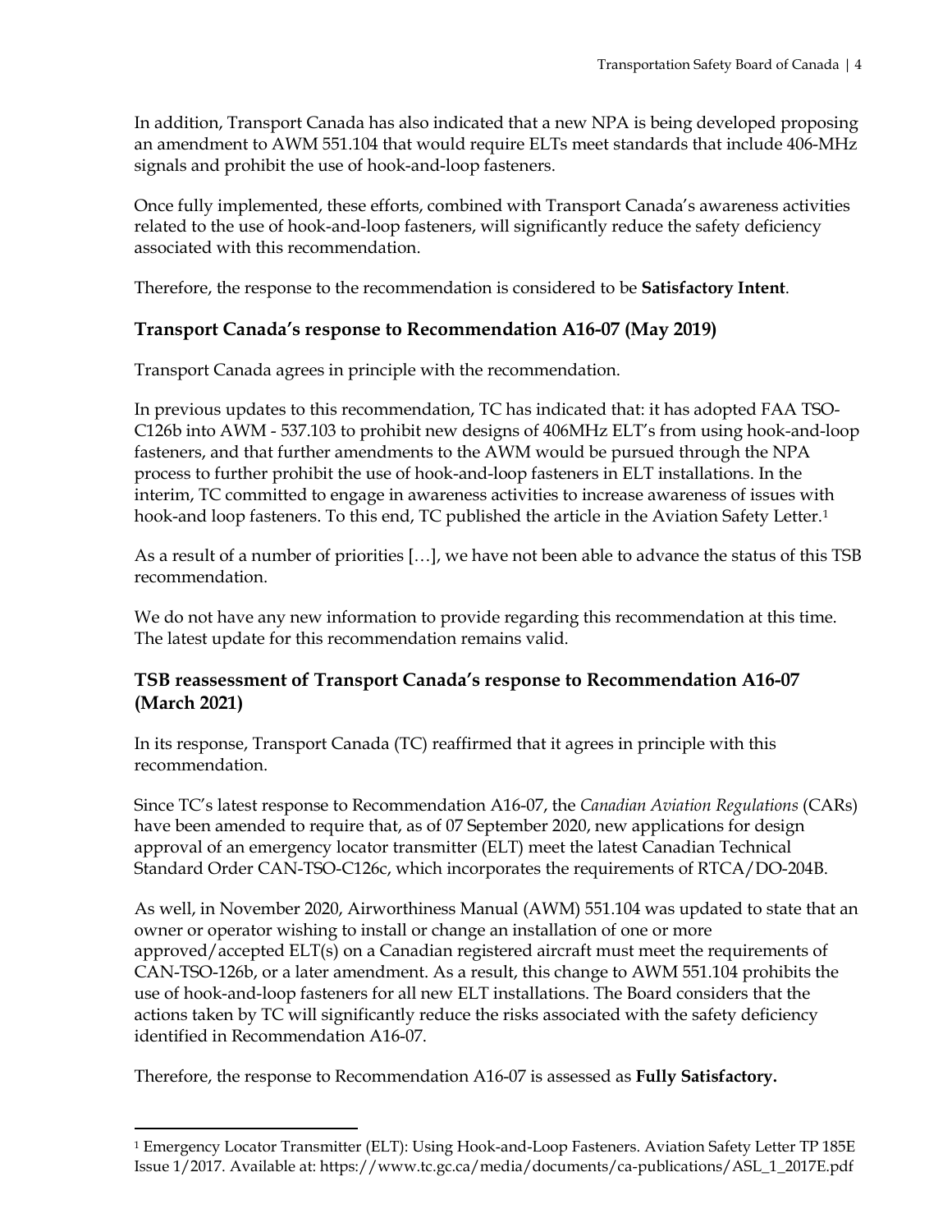In addition, Transport Canada has also indicated that a new NPA is being developed proposing an amendment to AWM 551.104 that would require ELTs meet standards that include 406-MHz signals and prohibit the use of hook-and-loop fasteners.

Once fully implemented, these efforts, combined with Transport Canada's awareness activities related to the use of hook-and-loop fasteners, will significantly reduce the safety deficiency associated with this recommendation.

Therefore, the response to the recommendation is considered to be **Satisfactory Intent**.

### Transport Canada's response to Recommendation A16-07 (May 2019)

Transport Canada agrees in principle with the recommendation.

In previous updates to this recommendation, TC has indicated that: it has adopted FAA TSO-C126b into AWM - 537.103 to prohibit new designs of 406MHz ELT's from using hook-and-loop fasteners, and that further amendments to the AWM would be pursued through the NPA process to further prohibit the use of hook-and-loop fasteners in ELT installations. In the interim, TC committed to engage in awareness activities to increase awareness of issues with hook-and loop fasteners. To this end, TC published the article in the Aviation Safety Letter.[1]

As a result of a number of priorities […], we have not been able to advance the status of this TSB recommendation.

We do not have any new information to provide regarding this recommendation at this time. The latest update for this recommendation remains valid.

### TSB reassessment of Transport Canada's response to Recommendation A16-07 (March 2021)

In its response, Transport Canada (TC) reaffirmed that it agrees in principle with this recommendation.

Since TC's latest response to Recommendation A16-07, the *Canadian Aviation Regulations* (CARs) have been amended to require that, as of 07 September 2020, new applications for design approval of an emergency locator transmitter (ELT) meet the latest Canadian Technical Standard Order CAN-TSO-C126c, which incorporates the requirements of RTCA/DO-204B.

As well, in November 2020, Airworthiness Manual (AWM) 551.104 was updated to state that an owner or operator wishing to install or change an installation of one or more approved/accepted ELT(s) on a Canadian registered aircraft must meet the requirements of CAN-TSO-126b, or a later amendment. As a result, this change to AWM 551.104 prohibits the use of hook-and-loop fasteners for all new ELT installations. The Board considers that the actions taken by TC will significantly reduce the risks associated with the safety deficiency identified in Recommendation A16-07.

Therefore, the response to Recommendation A16-07 is assessed as **Fully Satisfactory.**

---

[1] Emergency Locator Transmitter (ELT): Using Hook-and-Loop Fasteners. Aviation Safety Letter TP 185E Issue 1/2017. Available at: https://www.tc.gc.ca/media/documents/ca-publications/ASL_1_2017E.pdf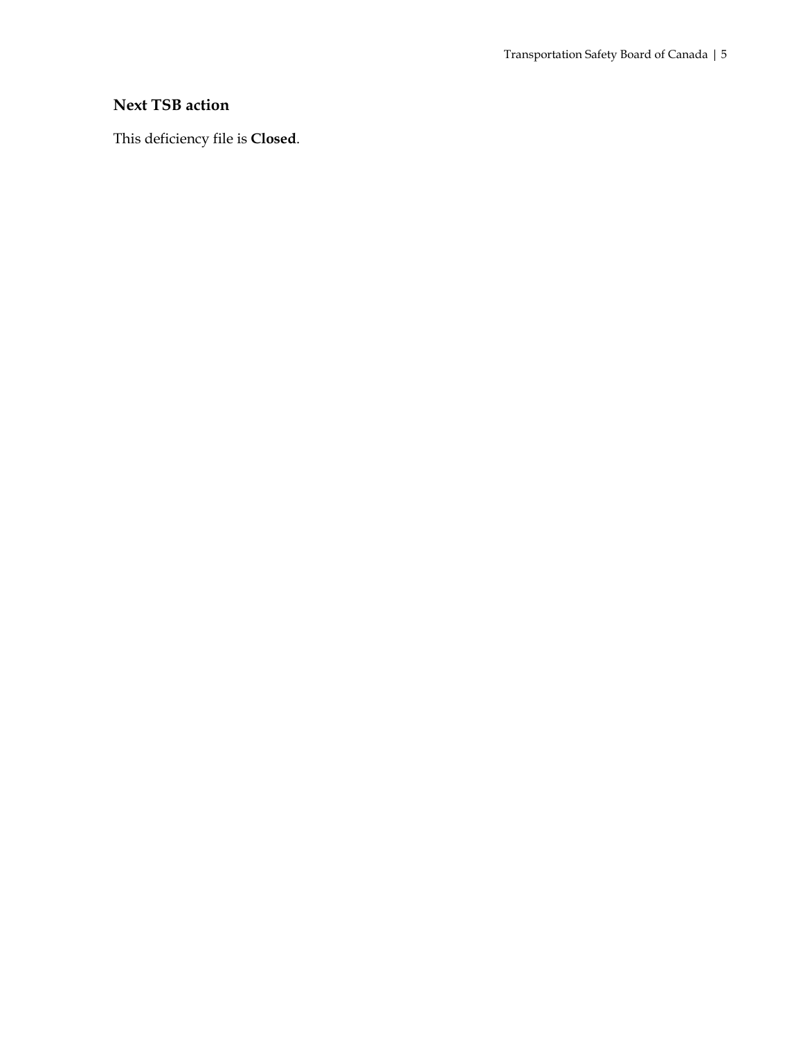## Next TSB action

This deficiency file is **Closed**.